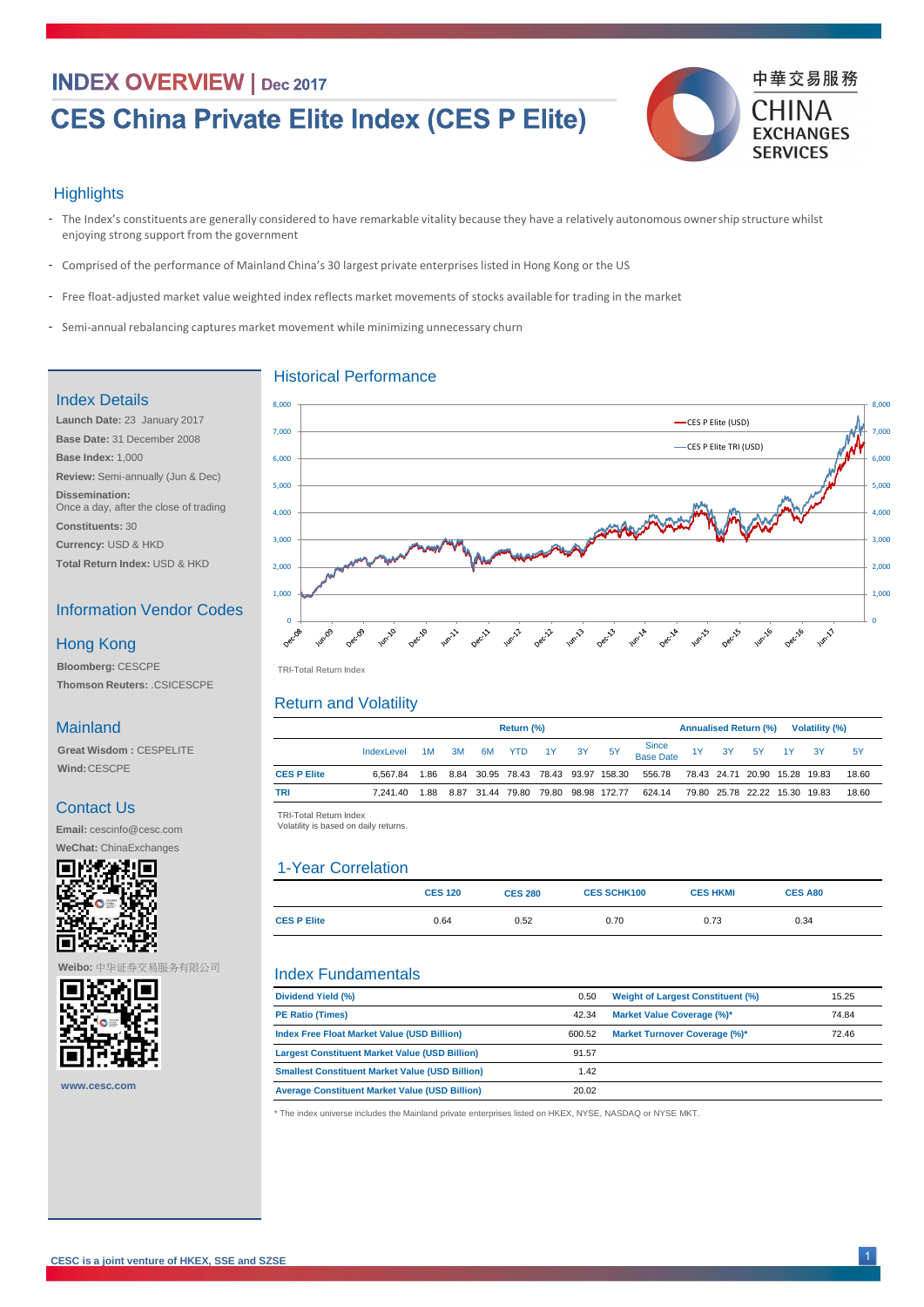# INDEX OVERVIEW | Dec 2017

# CES China Private Elite Index (CES P Elite)

## Highlights

- The Index's constituents are generally considered to have remarkable vitality because they have a relatively autonomous ownership structure whilst enjoying strong support from the government
- Comprised of the performance of Mainland China's 30 largest private enterprises listed in Hong Kong or the US
- Free float-adjusted market value weighted index reflects market movements of stocks available for trading in the market
- Semi-annual rebalancing captures market movement while minimizing unnecessary churn

## Index Details

**Launch Date:** 23 January 2017
**Base Date:** 31 December 2008
**Base Index:** 1,000
**Review:** Semi-annually (Jun & Dec)
**Dissemination:**
Once a day, after the close of trading
**Constituents:** 30
**Currency:** USD & HKD
**Total Return Index:** USD & HKD

## Information Vendor Codes

### Hong Kong

**Bloomberg:** CESCPE
**Thomson Reuters:** .CSICESCPE

### Mainland

**Great Wisdom :** CESPELITE
**Wind:** CESCPE

## Contact Us

**Email:** cescinfo@cesc.com
**WeChat:** ChinaExchanges
**Weibo:** 中华证券交易服务有限公司

www.cesc.com

## Historical Performance

TRI-Total Return Index

## Return and Volatility

| | Return (%) | | | | | | | | | Annualised Return (%) | | | Volatility (%) | | |
|---|---|---|---|---|---|---|---|---|---|---|---|---|---|---|---|
| | IndexLevel | 1M | 3M | 6M | YTD | 1Y | 3Y | 5Y | Since Base Date | 1Y | 3Y | 5Y | 1Y | 3Y | 5Y |
| CES P Elite | 6,567.84 | 1.86 | 8.84 | 30.95 | 78.43 | 78.43 | 93.97 | 158.30 | 556.78 | 78.43 | 24.71 | 20.90 | 15.28 | 19.83 | 18.60 |
| TRI | 7,241.40 | 1.88 | 8.87 | 31.44 | 79.80 | 79.80 | 98.98 | 172.77 | 624.14 | 79.80 | 25.78 | 22.22 | 15.30 | 19.83 | 18.60 |

TRI-Total Return Index
Volatility is based on daily returns.

## 1-Year Correlation

| | CES 120 | CES 280 | CES SCHK100 | CES HKMI | CES A80 |
|---|---|---|---|---|---|
| CES P Elite | 0.64 | 0.52 | 0.70 | 0.73 | 0.34 |

## Index Fundamentals

| | | | |
|---|---|---|---|
| Dividend Yield (%) | 0.50 | Weight of Largest Constituent (%) | 15.25 |
| PE Ratio (Times) | 42.34 | Market Value Coverage (%)* | 74.84 |
| Index Free Float Market Value (USD Billion) | 600.52 | Market Turnover Coverage (%)* | 72.46 |
| Largest Constituent Market Value (USD Billion) | 91.57 | | |
| Smallest Constituent Market Value (USD Billion) | 1.42 | | |
| Average Constituent Market Value (USD Billion) | 20.02 | | |

* The index universe includes the Mainland private enterprises listed on HKEX, NYSE, NASDAQ or NYSE MKT.

CESC is a joint venture of HKEX, SSE and SZSE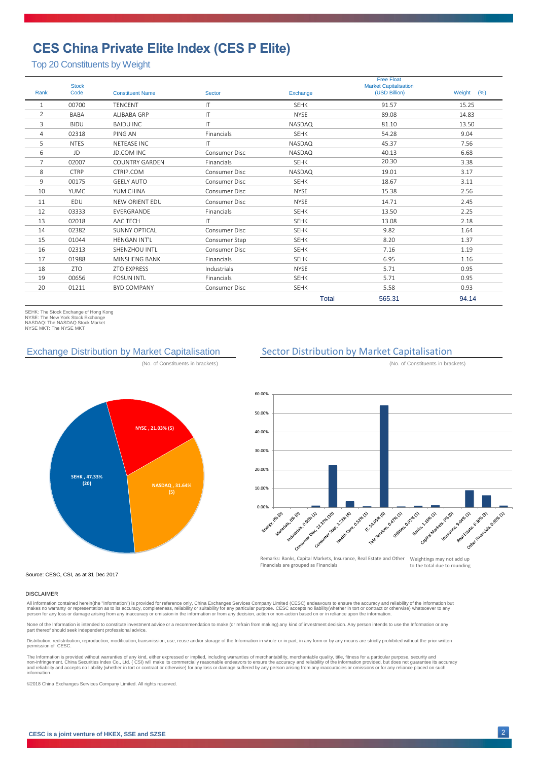# CES China Private Elite Index (CES P Elite)

## Top 20 Constituents by Weight

| Rank | Stock Code | Constituent Name | Sector | Exchange | Free Float Market Capitalisation (USD Billion) | Weight (%) |
|---|---|---|---|---|---|---|
| 1 | 00700 | TENCENT | IT | SEHK | 91.57 | 15.25 |
| 2 | BABA | ALIBABA GRP | IT | NYSE | 89.08 | 14.83 |
| 3 | BIDU | BAIDU INC | IT | NASDAQ | 81.10 | 13.50 |
| 4 | 02318 | PING AN | Financials | SEHK | 54.28 | 9.04 |
| 5 | NTES | NETEASE INC | IT | NASDAQ | 45.37 | 7.56 |
| 6 | JD | JD.COM INC | Consumer Disc | NASDAQ | 40.13 | 6.68 |
| 7 | 02007 | COUNTRY GARDEN | Financials | SEHK | 20.30 | 3.38 |
| 8 | CTRP | CTRIP.COM | Consumer Disc | NASDAQ | 19.01 | 3.17 |
| 9 | 00175 | GEELY AUTO | Consumer Disc | SEHK | 18.67 | 3.11 |
| 10 | YUMC | YUM CHINA | Consumer Disc | NYSE | 15.38 | 2.56 |
| 11 | EDU | NEW ORIENT EDU | Consumer Disc | NYSE | 14.71 | 2.45 |
| 12 | 03333 | EVERGRANDE | Financials | SEHK | 13.50 | 2.25 |
| 13 | 02018 | AAC TECH | IT | SEHK | 13.08 | 2.18 |
| 14 | 02382 | SUNNY OPTICAL | Consumer Disc | SEHK | 9.82 | 1.64 |
| 15 | 01044 | HENGAN INT'L | Consumer Stap | SEHK | 8.20 | 1.37 |
| 16 | 02313 | SHENZHOU INTL | Consumer Disc | SEHK | 7.16 | 1.19 |
| 17 | 01988 | MINSHENG BANK | Financials | SEHK | 6.95 | 1.16 |
| 18 | ZTO | ZTO EXPRESS | Industrials | NYSE | 5.71 | 0.95 |
| 19 | 00656 | FOSUN INTL | Financials | SEHK | 5.71 | 0.95 |
| 20 | 01211 | BYD COMPANY | Consumer Disc | SEHK | 5.58 | 0.93 |
| | | | | Total | 565.31 | 94.14 |

SEHK: The Stock Exchange of Hong Kong
NYSE: The New York Stock Exchange
NASDAQ: The NASDAQ Stock Market
NYSE MKT: The NYSE MKT

## Exchange Distribution by Market Capitalisation

(No. of Constituents in brackets)

NYSE , 21.03% (5)
NASDAQ , 31.64% (5)
SEHK , 47.33% (20)

## Sector Distribution by Market Capitalisation

(No. of Constituents in brackets)

60.00%
50.00%
40.00%
30.00%
20.00%
10.00%
0.00%

Energy, 0% (0)
Materials, 0% (0)
Industrials, 0.95% (1)
Consumer Disc, 22.37% (10)
Consumer Stap, 3.22% (4)
Health Care, 0.52% (1)
IT, 54.05% (6)
Tele Services, 0.47% (1)
Utilities, 0.92% (1)
Banks, 1.16% (1)
Capital Markets, 0% (0)
Insurance, 9.04% (1)
Real Estate, 6.36% (3)
Other Financials, 0.95% (1)

Remarks: Banks, Capital Markets, Insurance, Real Estate and Other Financials are grouped as Financials

Weightings may not add up to the total due to rounding

Source: CESC, CSI, as at 31 Dec 2017

### DISCLAIMER

All information contained herein(the "Information") is provided for reference only, China Exchanges Services Company Limited (CESC) endeavours to ensure the accuracy and reliability of the information but makes no warranty or representation as to its accuracy, completeness, reliability or suitability for any particular purpose. CESC accepts no liability(whether in tort or contract or otherwise) whatsoever to any person for any loss or damage arising from any inaccuracy or omission in the information or from any decision, action or non-action based on or in reliance upon the information.

None of the Information is intended to constitute investment advice or a recommendation to make (or refrain from making) any kind of investment decision. Any person intends to use the Information or any part thereof should seek independent professional advice.

Distribution, redistribution, reproduction, modification, transmission, use, reuse and/or storage of the Information in whole or in part, in any form or by any means are strictly prohibited without the prior written permission of CESC.

The Information is provided without warranties of any kind, either expressed or implied, including warranties of merchantability, merchantable quality, title, fitness for a particular purpose, security and non-infringement. China Securities Index Co., Ltd. ( CSI) will make its commercially reasonable endeavours to ensure the accuracy and reliability of the information provided, but does not guarantee its accuracy and reliability and accepts no liability (whether in tort or contract or otherwise) for any loss or damage suffered by any person arising from any inaccuracies or omissions or for any reliance placed on such information.

©2018 China Exchanges Services Company Limited. All rights reserved.

**CESC is a joint venture of HKEX, SSE and SZSE**